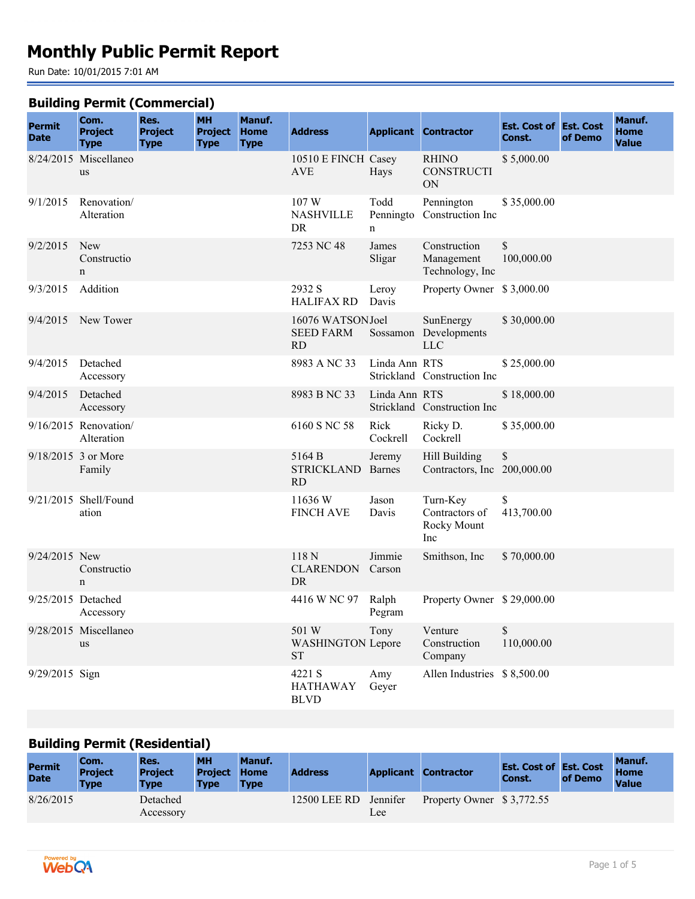# Monthly Public Permit Report

Run Date: 10/01/2015 7:01 AM

## Building Permit (Commercial)

| Permit Date | Com. Project Type | Res. Project Type | MH Project Type | Manuf. Home Type | Address | Applicant | Contractor | Est. Cost of Const. | Est. Cost of Demo | Manuf. Home Value |
|---|---|---|---|---|---|---|---|---|---|---|
| 8/24/2015 | Miscellaneous | | | | 10510 E FINCH AVE | Casey Hays | RHINO CONSTRUCTION | $ 5,000.00 | | |
| 9/1/2015 | Renovation/ Alteration | | | | 107 W NASHVILLE DR | Todd Pennington | Pennington Construction Inc | $ 35,000.00 | | |
| 9/2/2015 | New Construction | | | | 7253 NC 48 | James Sligar | Construction Management Technology, Inc | $ 100,000.00 | | |
| 9/3/2015 | Addition | | | | 2932 S HALIFAX RD | Leroy Davis | Property Owner | $ 3,000.00 | | |
| 9/4/2015 | New Tower | | | | 16076 WATSON SEED FARM RD | Joel Sossamon | SunEnergy Developments LLC | $ 30,000.00 | | |
| 9/4/2015 | Detached Accessory | | | | 8983 A NC 33 | Linda Ann Strickland | RTS Construction Inc | $ 25,000.00 | | |
| 9/4/2015 | Detached Accessory | | | | 8983 B NC 33 | Linda Ann Strickland | RTS Construction Inc | $ 18,000.00 | | |
| 9/16/2015 | Renovation/ Alteration | | | | 6160 S NC 58 | Rick Cockrell | Ricky D. Cockrell | $ 35,000.00 | | |
| 9/18/2015 | 3 or More Family | | | | 5164 B STRICKLAND RD | Jeremy Barnes | Hill Building Contractors, Inc | $ 200,000.00 | | |
| 9/21/2015 | Shell/Foundation | | | | 11636 W FINCH AVE | Jason Davis | Turn-Key Contractors of Rocky Mount Inc | $ 413,700.00 | | |
| 9/24/2015 | New Construction | | | | 118 N CLARENDON DR | Jimmie Carson | Smithson, Inc | $ 70,000.00 | | |
| 9/25/2015 | Detached Accessory | | | | 4416 W NC 97 | Ralph Pegram | Property Owner | $ 29,000.00 | | |
| 9/28/2015 | Miscellaneous | | | | 501 W WASHINGTON ST | Tony Lepore | Venture Construction Company | $ 110,000.00 | | |
| 9/29/2015 | Sign | | | | 4221 S HATHAWAY BLVD | Amy Geyer | Allen Industries | $ 8,500.00 | | |

## Building Permit (Residential)

| Permit Date | Com. Project Type | Res. Project Type | MH Project Type | Manuf. Home Type | Address | Applicant | Contractor | Est. Cost of Const. | Est. Cost of Demo | Manuf. Home Value |
|---|---|---|---|---|---|---|---|---|---|---|
| 8/26/2015 | | Detached Accessory | | | 12500 LEE RD | Jennifer Lee | Property Owner | $ 3,772.55 | | |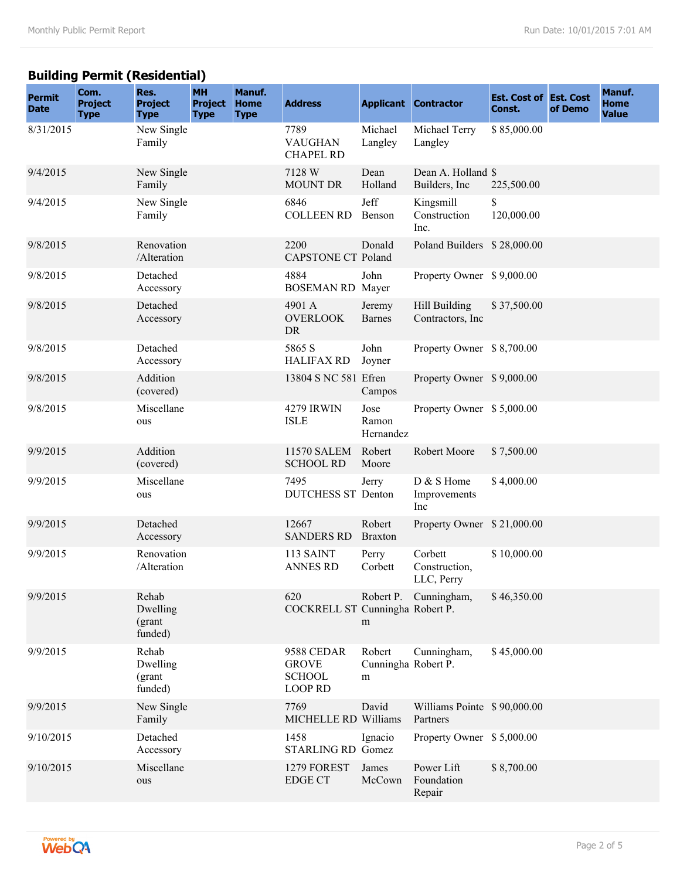## Building Permit (Residential)

| Permit Date | Com. Project Type | Res. Project Type | MH Project Type | Manuf. Home Type | Address | Applicant | Contractor | Est. Cost of Const. | Est. Cost of Demo | Manuf. Home Value |
|---|---|---|---|---|---|---|---|---|---|---|
| 8/31/2015 | | New Single Family | | | 7789 VAUGHAN CHAPEL RD | Michael Langley | Michael Terry Langley | $ 85,000.00 | | |
| 9/4/2015 | | New Single Family | | | 7128 W MOUNT DR | Dean Holland | Dean A. Holland Builders, Inc | $ 225,500.00 | | |
| 9/4/2015 | | New Single Family | | | 6846 COLLEEN RD | Jeff Benson | Kingsmill Construction Inc. | $ 120,000.00 | | |
| 9/8/2015 | | Renovation /Alteration | | | 2200 CAPSTONE CT | Donald Poland | Poland Builders | $ 28,000.00 | | |
| 9/8/2015 | | Detached Accessory | | | 4884 BOSEMAN RD | John Mayer | Property Owner | $ 9,000.00 | | |
| 9/8/2015 | | Detached Accessory | | | 4901 A OVERLOOK DR | Jeremy Barnes | Hill Building Contractors, Inc | $ 37,500.00 | | |
| 9/8/2015 | | Detached Accessory | | | 5865 S HALIFAX RD | John Joyner | Property Owner | $ 8,700.00 | | |
| 9/8/2015 | | Addition (covered) | | | 13804 S NC 581 | Efren Campos | Property Owner | $ 9,000.00 | | |
| 9/8/2015 | | Miscellaneous | | | 4279 IRWIN ISLE | Jose Ramon Hernandez | Property Owner | $ 5,000.00 | | |
| 9/9/2015 | | Addition (covered) | | | 11570 SALEM SCHOOL RD | Robert Moore | Robert Moore | $ 7,500.00 | | |
| 9/9/2015 | | Miscellaneous | | | 7495 DUTCHESS ST | Jerry Denton | D & S Home Improvements Inc | $ 4,000.00 | | |
| 9/9/2015 | | Detached Accessory | | | 12667 SANDERS RD | Robert Braxton | Property Owner | $ 21,000.00 | | |
| 9/9/2015 | | Renovation /Alteration | | | 113 SAINT ANNES RD | Perry Corbett | Corbett Construction, LLC, Perry | $ 10,000.00 | | |
| 9/9/2015 | | Rehab Dwelling (grant funded) | | | 620 COCKRELL ST | Robert P. Cunningham | Cunningham, Robert P. | $ 46,350.00 | | |
| 9/9/2015 | | Rehab Dwelling (grant funded) | | | 9588 CEDAR GROVE SCHOOL LOOP RD | Robert Cunningham | Cunningham, Robert P. | $ 45,000.00 | | |
| 9/9/2015 | | New Single Family | | | 7769 MICHELLE RD | David Williams | Williams Pointe Partners | $ 90,000.00 | | |
| 9/10/2015 | | Detached Accessory | | | 1458 STARLING RD | Ignacio Gomez | Property Owner | $ 5,000.00 | | |
| 9/10/2015 | | Miscellaneous | | | 1279 FOREST EDGE CT | James McCown | Power Lift Foundation Repair | $ 8,700.00 | | |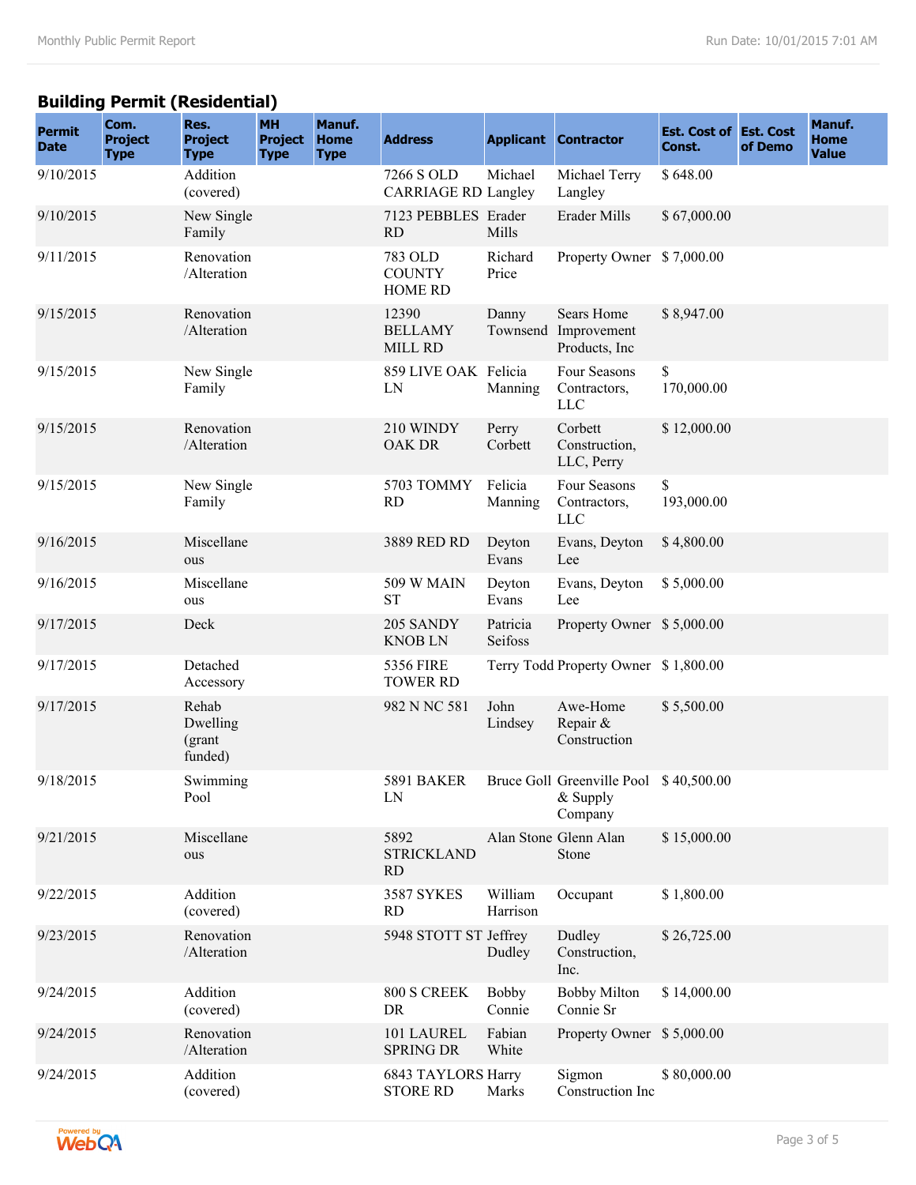## Building Permit (Residential)

| Permit Date | Com. Project Type | Res. Project Type | MH Project Type | Manuf. Home Type | Address | Applicant | Contractor | Est. Cost of Const. | Est. Cost of Demo | Manuf. Home Value |
|---|---|---|---|---|---|---|---|---|---|---|
| 9/10/2015 | | Addition (covered) | | | 7266 S OLD CARRIAGE RD | Michael Langley | Michael Terry Langley | $ 648.00 | | |
| 9/10/2015 | | New Single Family | | | 7123 PEBBLES RD | Erader Mills | Erader Mills | $ 67,000.00 | | |
| 9/11/2015 | | Renovation /Alteration | | | 783 OLD COUNTY HOME RD | Richard Price | Property Owner | $ 7,000.00 | | |
| 9/15/2015 | | Renovation /Alteration | | | 12390 BELLAMY MILL RD | Danny Townsend | Sears Home Improvement Products, Inc | $ 8,947.00 | | |
| 9/15/2015 | | New Single Family | | | 859 LIVE OAK LN | Felicia Manning | Four Seasons Contractors, LLC | $ 170,000.00 | | |
| 9/15/2015 | | Renovation /Alteration | | | 210 WINDY OAK DR | Perry Corbett | Corbett Construction, LLC, Perry | $ 12,000.00 | | |
| 9/15/2015 | | New Single Family | | | 5703 TOMMY RD | Felicia Manning | Four Seasons Contractors, LLC | $ 193,000.00 | | |
| 9/16/2015 | | Miscellaneous | | | 3889 RED RD | Deyton Evans | Evans, Deyton Lee | $ 4,800.00 | | |
| 9/16/2015 | | Miscellaneous | | | 509 W MAIN ST | Deyton Evans | Evans, Deyton Lee | $ 5,000.00 | | |
| 9/17/2015 | | Deck | | | 205 SANDY KNOB LN | Patricia Seifoss | Property Owner | $ 5,000.00 | | |
| 9/17/2015 | | Detached Accessory | | | 5356 FIRE TOWER RD | Terry Todd | Property Owner | $ 1,800.00 | | |
| 9/17/2015 | | Rehab Dwelling (grant funded) | | | 982 N NC 581 | John Lindsey | Awe-Home Repair & Construction | $ 5,500.00 | | |
| 9/18/2015 | | Swimming Pool | | | 5891 BAKER LN | Bruce Goll | Greenville Pool & Supply Company | $ 40,500.00 | | |
| 9/21/2015 | | Miscellaneous | | | 5892 STRICKLAND RD | Alan Stone | Glenn Alan Stone | $ 15,000.00 | | |
| 9/22/2015 | | Addition (covered) | | | 3587 SYKES RD | William Harrison | Occupant | $ 1,800.00 | | |
| 9/23/2015 | | Renovation /Alteration | | | 5948 STOTT ST | Jeffrey Dudley | Dudley Construction, Inc. | $ 26,725.00 | | |
| 9/24/2015 | | Addition (covered) | | | 800 S CREEK DR | Bobby Connie | Bobby Milton Connie Sr | $ 14,000.00 | | |
| 9/24/2015 | | Renovation /Alteration | | | 101 LAUREL SPRING DR | Fabian White | Property Owner | $ 5,000.00 | | |
| 9/24/2015 | | Addition (covered) | | | 6843 TAYLORS STORE RD | Harry Marks | Sigmon Construction Inc | $ 80,000.00 | | |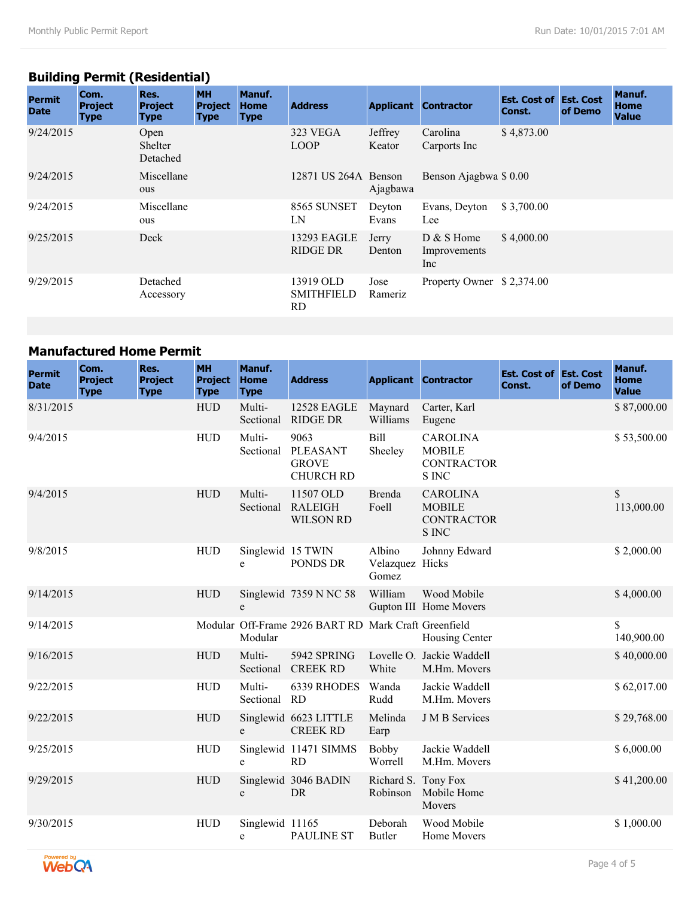## Building Permit (Residential)

| Permit Date | Com. Project Type | Res. Project Type | MH Project Type | Manuf. Home Type | Address | Applicant | Contractor | Est. Cost of Const. | Est. Cost of Demo | Manuf. Home Value |
|---|---|---|---|---|---|---|---|---|---|---|
| 9/24/2015 | | Open Shelter Detached | | | 323 VEGA LOOP | Jeffrey Keator | Carolina Carports Inc | $ 4,873.00 | | |
| 9/24/2015 | | Miscellaneous | | | 12871 US 264A | Benson Ajagbawa | Benson Ajagbwa | $ 0.00 | | |
| 9/24/2015 | | Miscellaneous | | | 8565 SUNSET LN | Deyton Evans | Evans, Deyton Lee | $ 3,700.00 | | |
| 9/25/2015 | | Deck | | | 13293 EAGLE RIDGE DR | Jerry Denton | D & S Home Improvements Inc | $ 4,000.00 | | |
| 9/29/2015 | | Detached Accessory | | | 13919 OLD SMITHFIELD RD | Jose Rameriz | Property Owner | $ 2,374.00 | | |

## Manufactured Home Permit

| Permit Date | Com. Project Type | Res. Project Type | MH Project Type | Manuf. Home Type | Address | Applicant | Contractor | Est. Cost of Const. | Est. Cost of Demo | Manuf. Home Value |
|---|---|---|---|---|---|---|---|---|---|---|
| 8/31/2015 | | | HUD | Multi-Sectional | 12528 EAGLE RIDGE DR | Maynard Williams | Carter, Karl Eugene | | | $ 87,000.00 |
| 9/4/2015 | | | HUD | Multi-Sectional | 9063 PLEASANT GROVE CHURCH RD | Bill Sheeley | CAROLINA MOBILE CONTRACTORS INC | | | $ 53,500.00 |
| 9/4/2015 | | | HUD | Multi-Sectional | 11507 OLD RALEIGH WILSON RD | Brenda Foell | CAROLINA MOBILE CONTRACTORS INC | | | $ 113,000.00 |
| 9/8/2015 | | | HUD | Singlewide | 15 TWIN PONDS DR | Albino Velazquez Gomez | Johnny Edward Hicks | | | $ 2,000.00 |
| 9/14/2015 | | | HUD | Singlewide | 7359 N NC 58 | William Gupton III | Wood Mobile Home Movers | | | $ 4,000.00 |
| 9/14/2015 | | | Modular | Off-Frame Modular | 2926 BART RD | Mark Craft | Greenfield Housing Center | | | $ 140,900.00 |
| 9/16/2015 | | | HUD | Multi-Sectional | 5942 SPRING CREEK RD | Lovelle O. White | Jackie Waddell M.Hm. Movers | | | $ 40,000.00 |
| 9/22/2015 | | | HUD | Multi-Sectional | 6339 RHODES RD | Wanda Rudd | Jackie Waddell M.Hm. Movers | | | $ 62,017.00 |
| 9/22/2015 | | | HUD | Singlewide | 6623 LITTLE CREEK RD | Melinda Earp | J M B Services | | | $ 29,768.00 |
| 9/25/2015 | | | HUD | Singlewide | 11471 SIMMS RD | Bobby Worrell | Jackie Waddell M.Hm. Movers | | | $ 6,000.00 |
| 9/29/2015 | | | HUD | Singlewide | 3046 BADIN DR | Richard S. Robinson | Tony Fox Mobile Home Movers | | | $ 41,200.00 |
| 9/30/2015 | | | HUD | Singlewide | 11165 PAULINE ST | Deborah Butler | Wood Mobile Home Movers | | | $ 1,000.00 |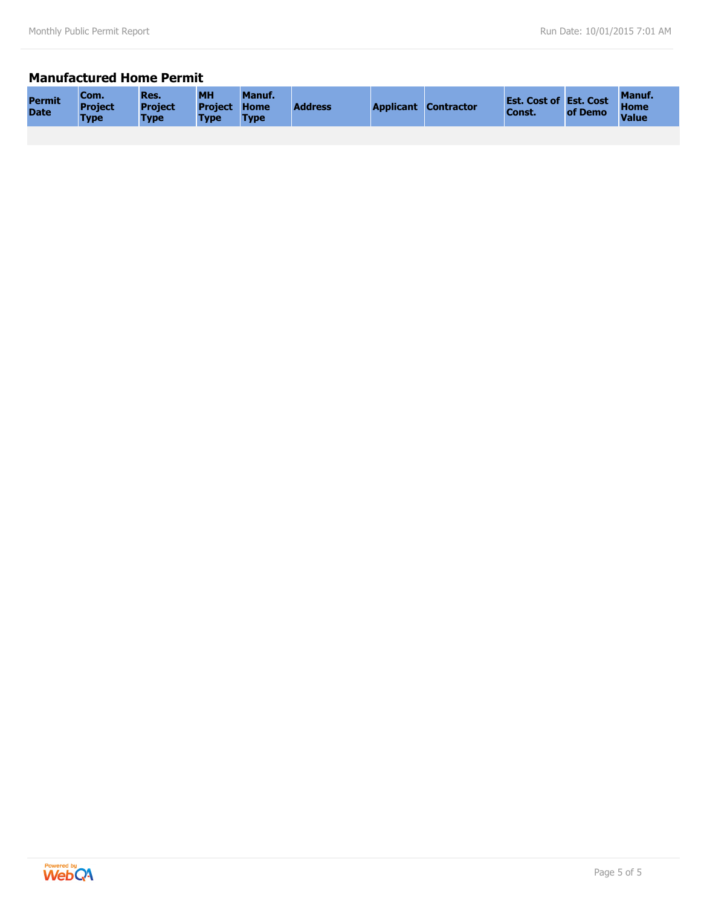## Manufactured Home Permit

| Permit Date | Com. Project Type | Res. Project Type | MH Project Type | Manuf. Home Type | Address | Applicant | Contractor | Est. Cost of Const. | Est. Cost of Demo | Manuf. Home Value |
|---|---|---|---|---|---|---|---|---|---|---|
| | | | | | | | | | | |